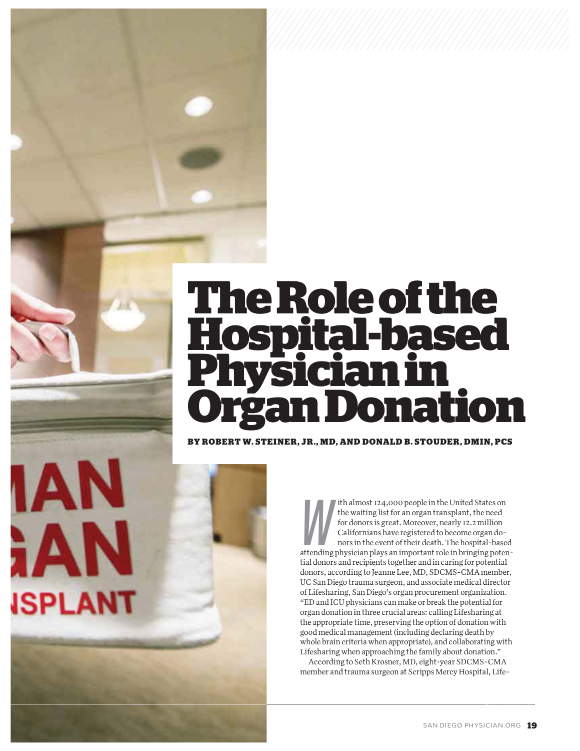# The Role of the Hospital-based Physician in Organ Donation

**BY ROBERT W. STEINER, JR., MD, AND DONALD B. STOUDER, DMIN, PCS**

With almost 124,000 people in the United States on the waiting list for an organ transplant, the need for donors is great. Moreover, nearly 12.2 million Californians have registered to become organ donors in the event of their death. The hospital-based attending physician plays an important role in bringing potential donors and recipients together and in caring for potential donors, according to Jeanne Lee, MD, SDCMS-CMA member, UC San Diego trauma surgeon, and associate medical director of Lifesharing, San Diego's organ procurement organization. "ED and ICU physicians can make or break the potential for organ donation in three crucial areas: calling Lifesharing at the appropriate time, preserving the option of donation with good medical management (including declaring death by whole brain criteria when appropriate), and collaborating with Lifesharing when approaching the family about donation."

According to Seth Krosner, MD, eight-year SDCMS-CMA member and trauma surgeon at Scripps Mercy Hospital, Life-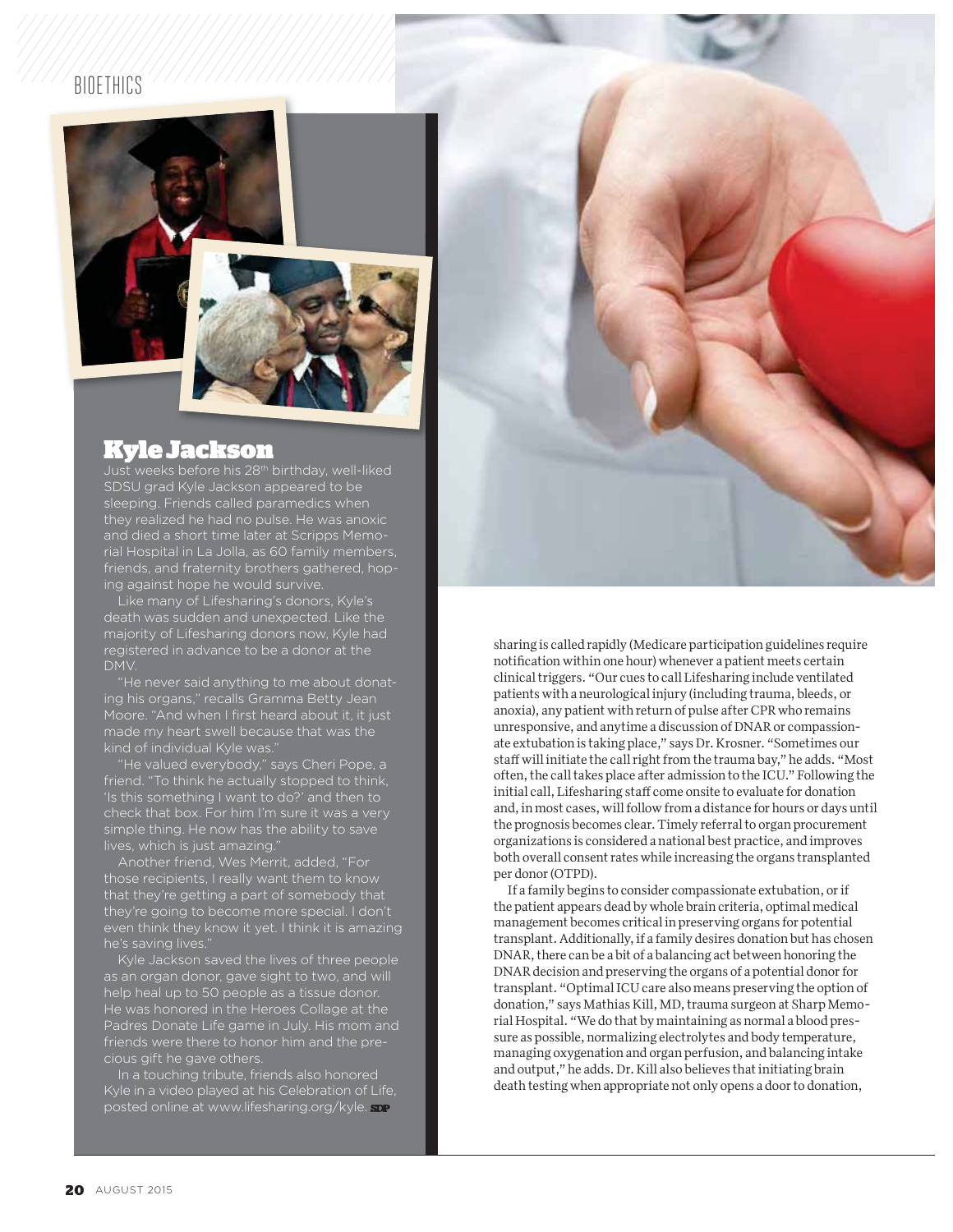## Kyle Jackson

Just weeks before his 28th birthday, well-liked SDSU grad Kyle Jackson appeared to be sleeping. Friends called paramedics when they realized he had no pulse. He was anoxic and died a short time later at Scripps Memorial Hospital in La Jolla, as 60 family members, friends, and fraternity brothers gathered, hoping against hope he would survive.

Like many of Lifesharing's donors, Kyle's death was sudden and unexpected. Like the majority of Lifesharing donors now, Kyle had registered in advance to be a donor at the DMV.

"He never said anything to me about donating his organs," recalls Gramma Betty Jean Moore. "And when I first heard about it, it just made my heart swell because that was the kind of individual Kyle was."

"He valued everybody," says Cheri Pope, a friend. "To think he actually stopped to think, 'Is this something I want to do?' and then to check that box. For him I'm sure it was a very simple thing. He now has the ability to save lives, which is just amazing."

Another friend, Wes Merrit, added, "For those recipients, I really want them to know that they're getting a part of somebody that they're going to become more special. I don't even think they know it yet. I think it is amazing he's saving lives."

Kyle Jackson saved the lives of three people as an organ donor, gave sight to two, and will help heal up to 50 people as a tissue donor. He was honored in the Heroes Collage at the Padres Donate Life game in July. His mom and friends were there to honor him and the precious gift he gave others.

In a touching tribute, friends also honored Kyle in a video played at his Celebration of Life, posted online at www.lifesharing.org/kyle. SDP

sharing is called rapidly (Medicare participation guidelines require notification within one hour) whenever a patient meets certain clinical triggers. "Our cues to call Lifesharing include ventilated patients with a neurological injury (including trauma, bleeds, or anoxia), any patient with return of pulse after CPR who remains unresponsive, and anytime a discussion of DNAR or compassionate extubation is taking place," says Dr. Krosner. "Sometimes our staff will initiate the call right from the trauma bay," he adds. "Most often, the call takes place after admission to the ICU." Following the initial call, Lifesharing staff come onsite to evaluate for donation and, in most cases, will follow from a distance for hours or days until the prognosis becomes clear. Timely referral to organ procurement organizations is considered a national best practice, and improves both overall consent rates while increasing the organs transplanted per donor (OTPD).

If a family begins to consider compassionate extubation, or if the patient appears dead by whole brain criteria, optimal medical management becomes critical in preserving organs for potential transplant. Additionally, if a family desires donation but has chosen DNAR, there can be a bit of a balancing act between honoring the DNAR decision and preserving the organs of a potential donor for transplant. "Optimal ICU care also means preserving the option of donation," says Mathias Kill, MD, trauma surgeon at Sharp Memorial Hospital. "We do that by maintaining as normal a blood pressure as possible, normalizing electrolytes and body temperature, managing oxygenation and organ perfusion, and balancing intake and output," he adds. Dr. Kill also believes that initiating brain death testing when appropriate not only opens a door to donation,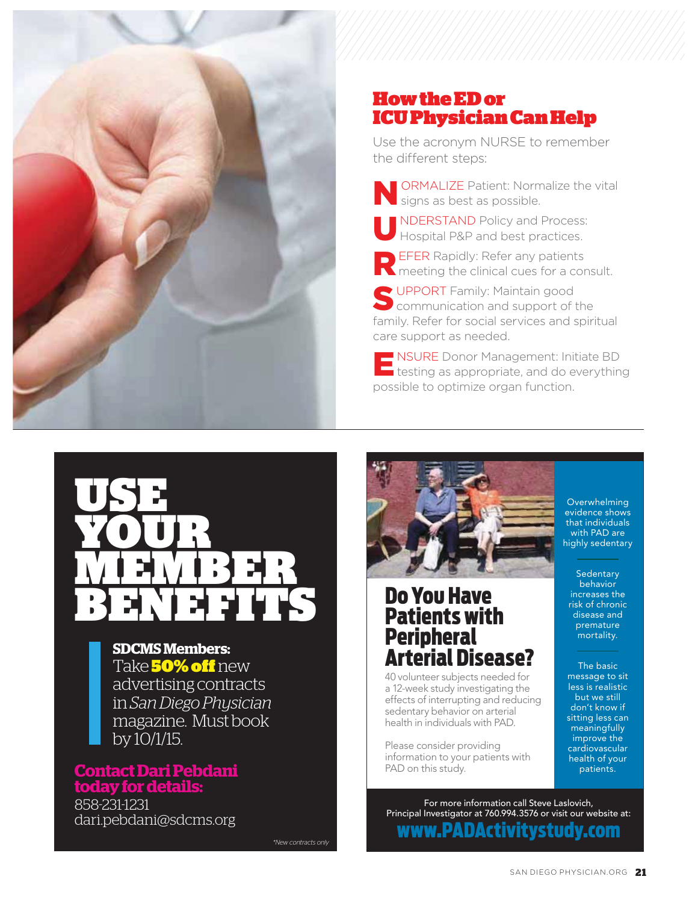## How the ED or ICU Physician Can Help

Use the acronym NURSE to remember the different steps:

**N**ORMALIZE Patient: Normalize the vital signs as best as possible.

**U**NDERSTAND Policy and Process: Hospital P&P and best practices.

**R**EFER Rapidly: Refer any patients meeting the clinical cues for a consult.

**S**UPPORT Family: Maintain good communication and support of the family. Refer for social services and spiritual care support as needed.

**E**NSURE Donor Management: Initiate BD testing as appropriate, and do everything possible to optimize organ function.

---

# USE YOUR MEMBER BENEFITS

**SDCMS Members:** Take **50% off** new advertising contracts in *San Diego Physician* magazine. Must book by 10/1/15.

**Contact Dari Pebdani today for details:**
858-231-1231
dari.pebdani@sdcms.org

*\*New contracts only*

---

# Do You Have Patients with Peripheral Arterial Disease?

40 volunteer subjects needed for a 12-week study investigating the effects of interrupting and reducing sedentary behavior on arterial health in individuals with PAD.

Please consider providing information to your patients with PAD on this study.

Overwhelming evidence shows that individuals with PAD are highly sedentary

Sedentary behavior increases the risk of chronic disease and premature mortality.

The basic message to sit less is realistic but we still don't know if sitting less can meaningfully improve the cardiovascular health of your patients.

For more information call Steve Laslovich, Principal Investigator at 760.994.3576 or visit our website at:

**www.PADActivitystudy.com**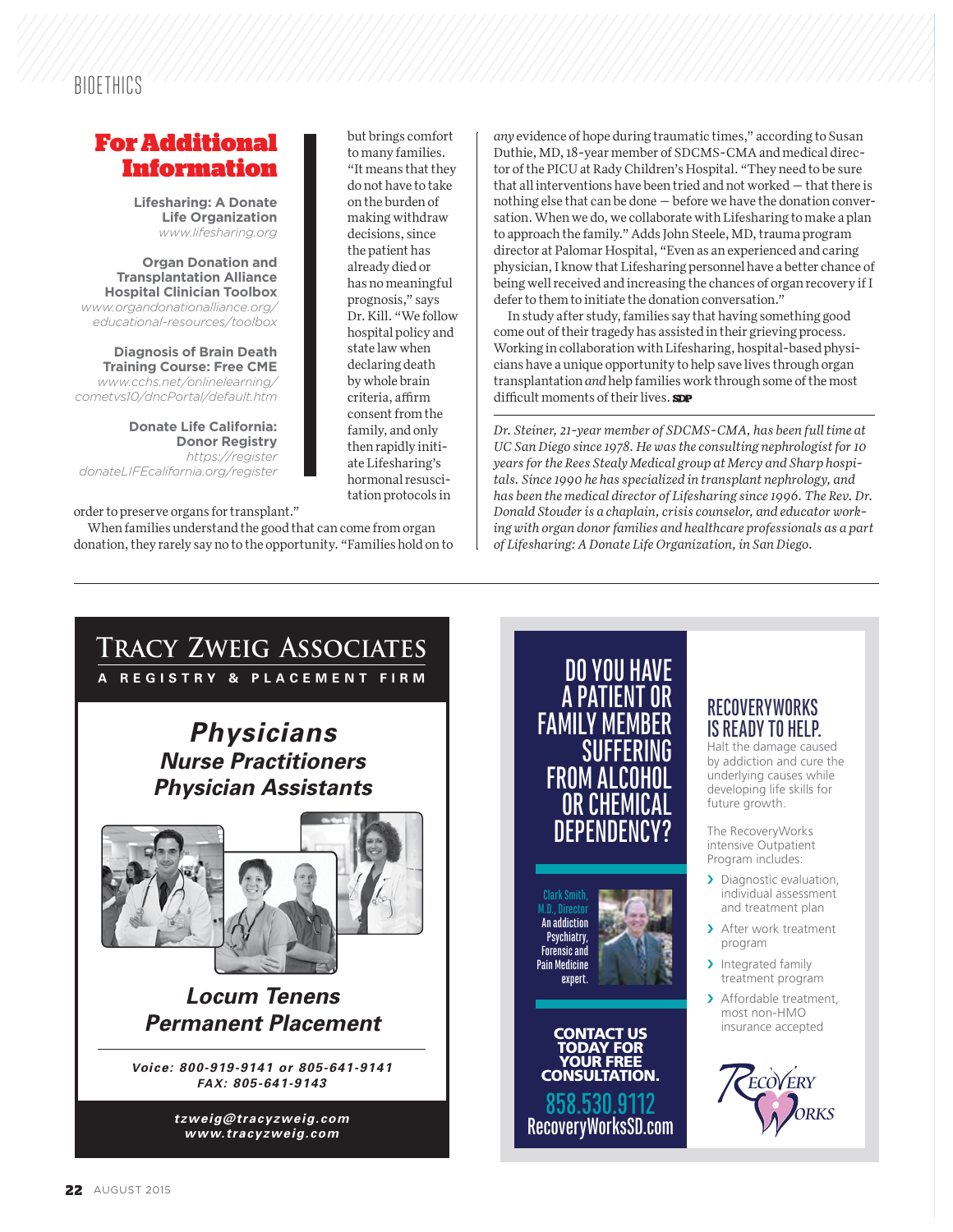## For Additional Information

**Lifesharing: A Donate Life Organization**
*www.lifesharing.org*

**Organ Donation and Transplantation Alliance Hospital Clinician Toolbox**
*www.organdonationalliance.org/educational-resources/toolbox*

**Diagnosis of Brain Death Training Course: Free CME**
*www.cchs.net/onlinelearning/cometvs10/dncPortal/default.htm*

**Donate Life California: Donor Registry**
*https://registerdonateLIFEcalifornia.org/register*

but brings comfort to many families. "It means that they do not have to take on the burden of making withdraw decisions, since the patient has already died or has no meaningful prognosis," says Dr. Kill. "We follow hospital policy and state law when declaring death by whole brain criteria, affirm consent from the family, and only then rapidly initiate Lifesharing's hormonal resuscitation protocols in order to preserve organs for transplant."

When families understand the good that can come from organ donation, they rarely say no to the opportunity. "Families hold on to *any* evidence of hope during traumatic times," according to Susan Duthie, MD, 18-year member of SDCMS-CMA and medical director of the PICU at Rady Children's Hospital. "They need to be sure that all interventions have been tried and not worked — that there is nothing else that can be done — before we have the donation conversation. When we do, we collaborate with Lifesharing to make a plan to approach the family." Adds John Steele, MD, trauma program director at Palomar Hospital, "Even as an experienced and caring physician, I know that Lifesharing personnel have a better chance of being well received and increasing the chances of organ recovery if I defer to them to initiate the donation conversation."

In study after study, families say that having something good come out of their tragedy has assisted in their grieving process. Working in collaboration with Lifesharing, hospital-based physicians have a unique opportunity to help save lives through organ transplantation *and* help families work through some of the most difficult moments of their lives. SDP

*Dr. Steiner, 21-year member of SDCMS-CMA, has been full time at UC San Diego since 1978. He was the consulting nephrologist for 10 years for the Rees Stealy Medical group at Mercy and Sharp hospitals. Since 1990 he has specialized in transplant nephrology, and has been the medical director of Lifesharing since 1996. The Rev. Dr. Donald Stouder is a chaplain, crisis counselor, and educator working with organ donor families and healthcare professionals as a part of Lifesharing: A Donate Life Organization, in San Diego.*

---

**TRACY ZWEIG ASSOCIATES**
**A REGISTRY & PLACEMENT FIRM**

***Physicians***
***Nurse Practitioners***
***Physician Assistants***

***Locum Tenens***
***Permanent Placement***

*Voice: 800-919-9141 or 805-641-9141*
*FAX: 805-641-9143*

*tzweig@tracyzweig.com*
*www.tracyzweig.com*

---

**DO YOU HAVE A PATIENT OR FAMILY MEMBER SUFFERING FROM ALCOHOL OR CHEMICAL DEPENDENCY?**

Clark Smith, M.D., Director
An addiction Psychiatry, Forensic and Pain Medicine expert.

**CONTACT US TODAY FOR YOUR FREE CONSULTATION.**
858.530.9112
RecoveryWorksSD.com

**RECOVERYWORKS IS READY TO HELP.**
Halt the damage caused by addiction and cure the underlying causes while developing life skills for future growth.

The RecoveryWorks intensive Outpatient Program includes:

- Diagnostic evaluation, individual assessment and treatment plan
- After work treatment program
- Integrated family treatment program
- Affordable treatment, most non-HMO insurance accepted

RECOVERY WORKS